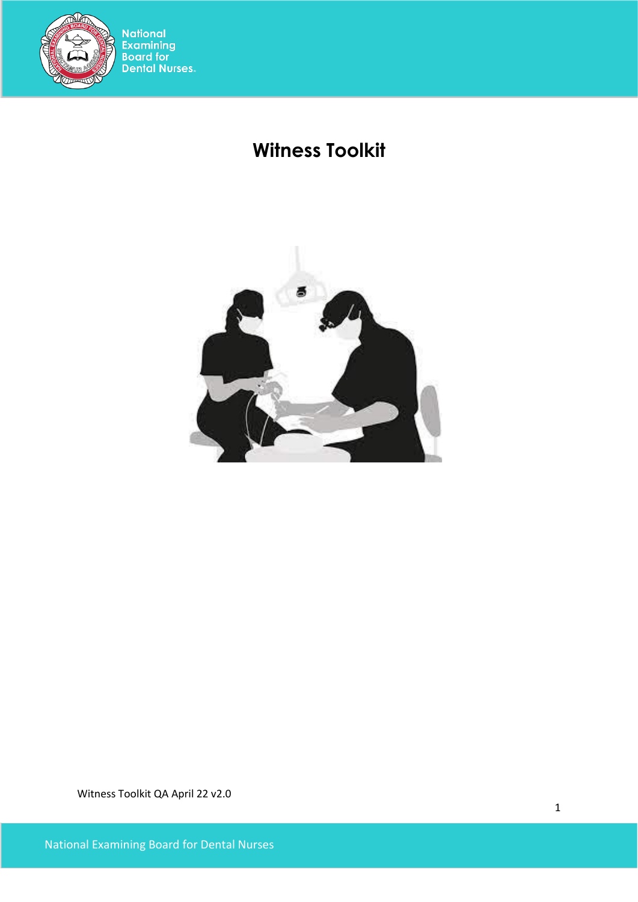# Witness Toolkit

Witness Toolkit QA April 22 v2.0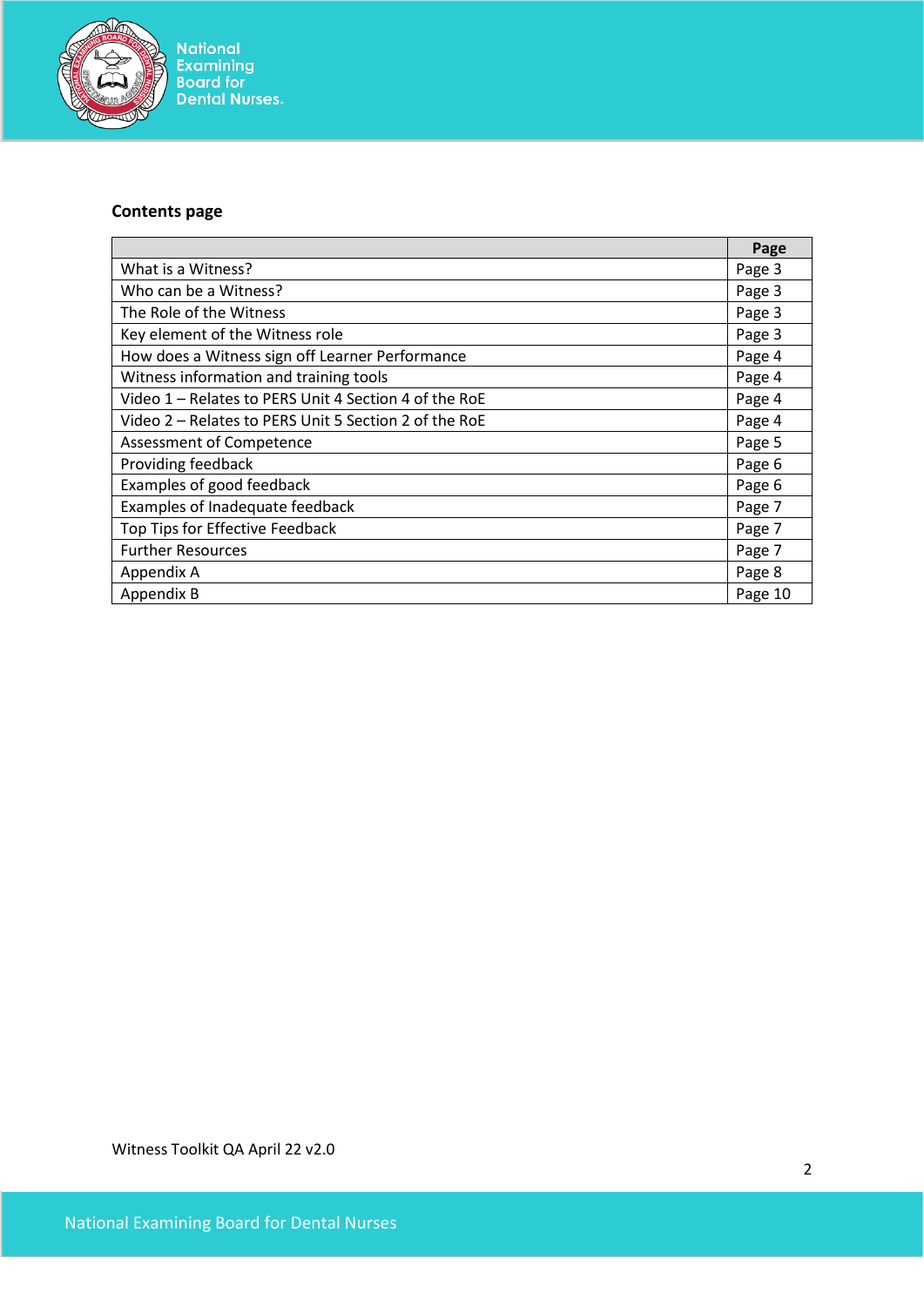**Contents page**

| | Page |
|---|---|
| What is a Witness? | Page 3 |
| Who can be a Witness? | Page 3 |
| The Role of the Witness | Page 3 |
| Key element of the Witness role | Page 3 |
| How does a Witness sign off Learner Performance | Page 4 |
| Witness information and training tools | Page 4 |
| Video 1 – Relates to PERS Unit 4 Section 4 of the RoE | Page 4 |
| Video 2 – Relates to PERS Unit 5 Section 2 of the RoE | Page 4 |
| Assessment of Competence | Page 5 |
| Providing feedback | Page 6 |
| Examples of good feedback | Page 6 |
| Examples of Inadequate feedback | Page 7 |
| Top Tips for Effective Feedback | Page 7 |
| Further Resources | Page 7 |
| Appendix A | Page 8 |
| Appendix B | Page 10 |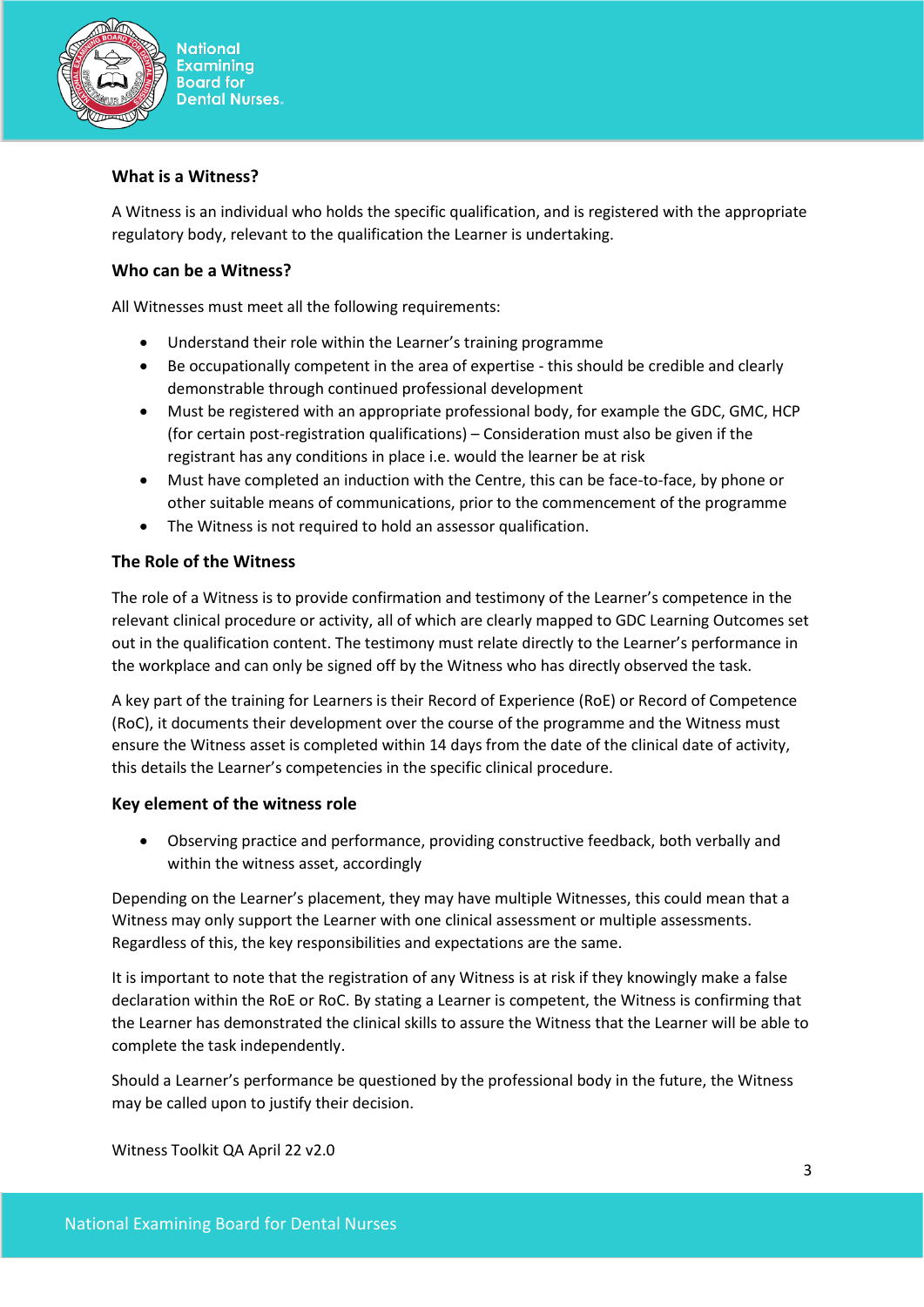## What is a Witness?

A Witness is an individual who holds the specific qualification, and is registered with the appropriate regulatory body, relevant to the qualification the Learner is undertaking.

## Who can be a Witness?

All Witnesses must meet all the following requirements:

- Understand their role within the Learner's training programme
- Be occupationally competent in the area of expertise - this should be credible and clearly demonstrable through continued professional development
- Must be registered with an appropriate professional body, for example the GDC, GMC, HCP (for certain post-registration qualifications) – Consideration must also be given if the registrant has any conditions in place i.e. would the learner be at risk
- Must have completed an induction with the Centre, this can be face-to-face, by phone or other suitable means of communications, prior to the commencement of the programme
- The Witness is not required to hold an assessor qualification.

## The Role of the Witness

The role of a Witness is to provide confirmation and testimony of the Learner's competence in the relevant clinical procedure or activity, all of which are clearly mapped to GDC Learning Outcomes set out in the qualification content. The testimony must relate directly to the Learner's performance in the workplace and can only be signed off by the Witness who has directly observed the task.

A key part of the training for Learners is their Record of Experience (RoE) or Record of Competence (RoC), it documents their development over the course of the programme and the Witness must ensure the Witness asset is completed within 14 days from the date of the clinical date of activity, this details the Learner's competencies in the specific clinical procedure.

## Key element of the witness role

- Observing practice and performance, providing constructive feedback, both verbally and within the witness asset, accordingly

Depending on the Learner's placement, they may have multiple Witnesses, this could mean that a Witness may only support the Learner with one clinical assessment or multiple assessments. Regardless of this, the key responsibilities and expectations are the same.

It is important to note that the registration of any Witness is at risk if they knowingly make a false declaration within the RoE or RoC. By stating a Learner is competent, the Witness is confirming that the Learner has demonstrated the clinical skills to assure the Witness that the Learner will be able to complete the task independently.

Should a Learner's performance be questioned by the professional body in the future, the Witness may be called upon to justify their decision.

Witness Toolkit QA April 22 v2.0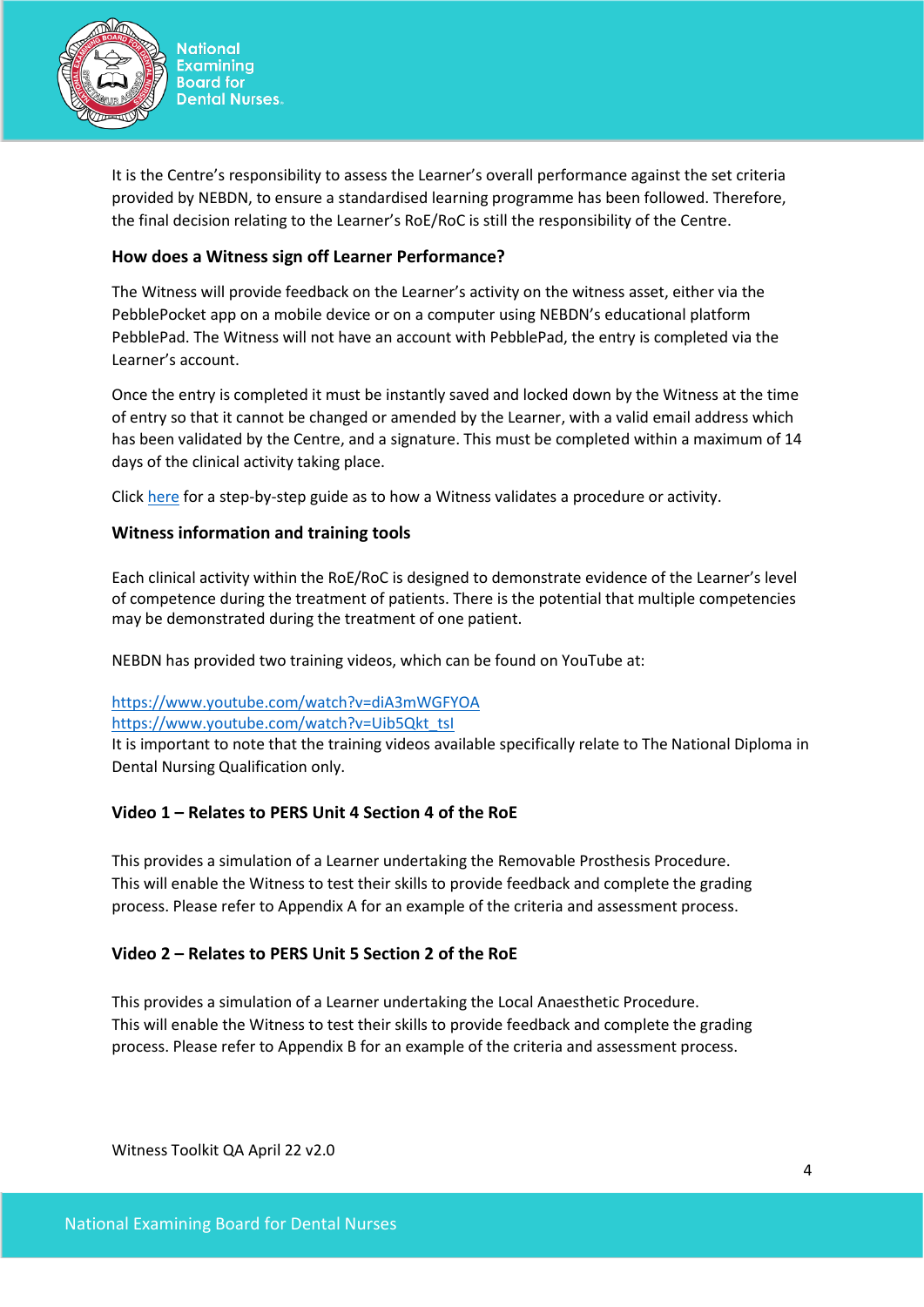It is the Centre's responsibility to assess the Learner's overall performance against the set criteria provided by NEBDN, to ensure a standardised learning programme has been followed. Therefore, the final decision relating to the Learner's RoE/RoC is still the responsibility of the Centre.

### How does a Witness sign off Learner Performance?

The Witness will provide feedback on the Learner's activity on the witness asset, either via the PebblePocket app on a mobile device or on a computer using NEBDN's educational platform PebblePad. The Witness will not have an account with PebblePad, the entry is completed via the Learner's account.

Once the entry is completed it must be instantly saved and locked down by the Witness at the time of entry so that it cannot be changed or amended by the Learner, with a valid email address which has been validated by the Centre, and a signature. This must be completed within a maximum of 14 days of the clinical activity taking place.

Click [here]() for a step-by-step guide as to how a Witness validates a procedure or activity.

### Witness information and training tools

Each clinical activity within the RoE/RoC is designed to demonstrate evidence of the Learner's level of competence during the treatment of patients. There is the potential that multiple competencies may be demonstrated during the treatment of one patient.

NEBDN has provided two training videos, which can be found on YouTube at:

https://www.youtube.com/watch?v=diA3mWGFYOA
https://www.youtube.com/watch?v=Uib5Qkt_tsI
It is important to note that the training videos available specifically relate to The National Diploma in Dental Nursing Qualification only.

### Video 1 – Relates to PERS Unit 4 Section 4 of the RoE

This provides a simulation of a Learner undertaking the Removable Prosthesis Procedure.
This will enable the Witness to test their skills to provide feedback and complete the grading process. Please refer to Appendix A for an example of the criteria and assessment process.

### Video 2 – Relates to PERS Unit 5 Section 2 of the RoE

This provides a simulation of a Learner undertaking the Local Anaesthetic Procedure.
This will enable the Witness to test their skills to provide feedback and complete the grading process. Please refer to Appendix B for an example of the criteria and assessment process.

Witness Toolkit QA April 22 v2.0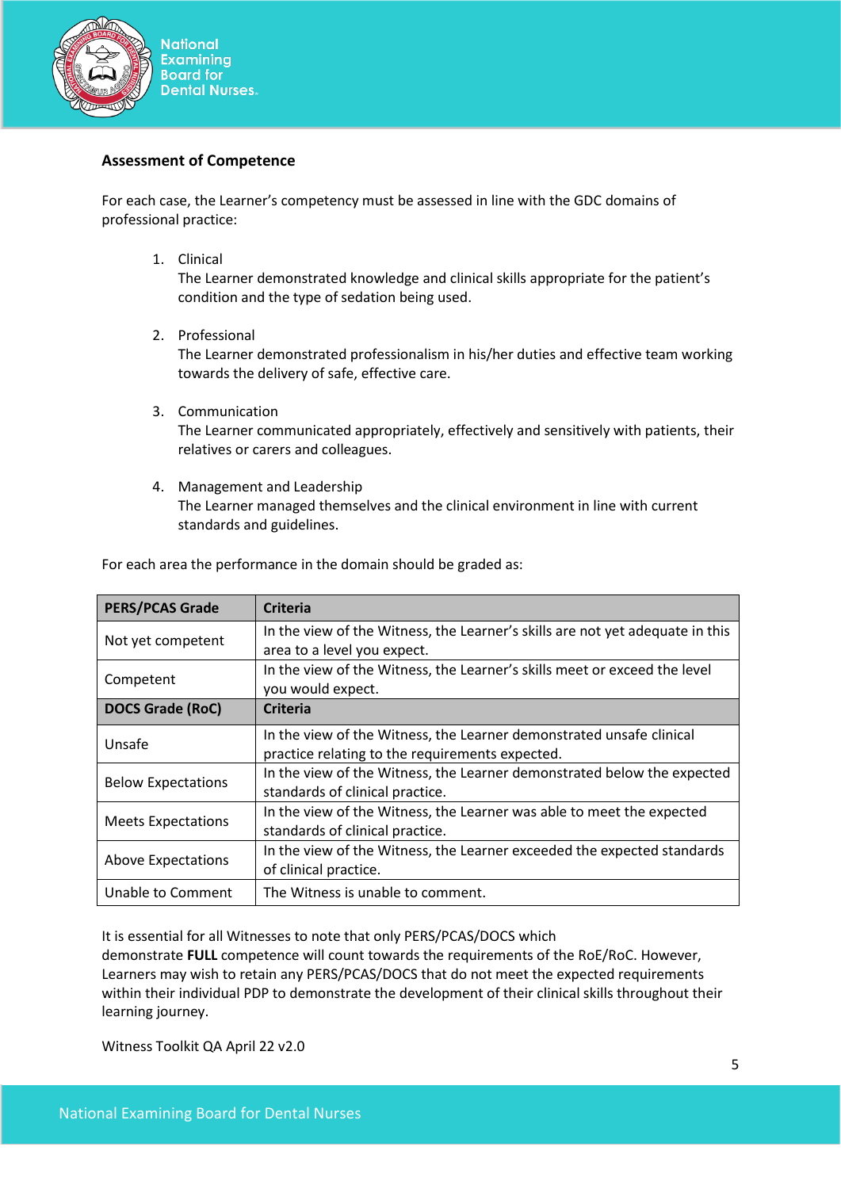## Assessment of Competence

For each case, the Learner's competency must be assessed in line with the GDC domains of professional practice:

1. Clinical
   The Learner demonstrated knowledge and clinical skills appropriate for the patient's condition and the type of sedation being used.

2. Professional
   The Learner demonstrated professionalism in his/her duties and effective team working towards the delivery of safe, effective care.

3. Communication
   The Learner communicated appropriately, effectively and sensitively with patients, their relatives or carers and colleagues.

4. Management and Leadership
   The Learner managed themselves and the clinical environment in line with current standards and guidelines.

For each area the performance in the domain should be graded as:

| PERS/PCAS Grade | Criteria |
|---|---|
| Not yet competent | In the view of the Witness, the Learner's skills are not yet adequate in this area to a level you expect. |
| Competent | In the view of the Witness, the Learner's skills meet or exceed the level you would expect. |
| **DOCS Grade (RoC)** | **Criteria** |
| Unsafe | In the view of the Witness, the Learner demonstrated unsafe clinical practice relating to the requirements expected. |
| Below Expectations | In the view of the Witness, the Learner demonstrated below the expected standards of clinical practice. |
| Meets Expectations | In the view of the Witness, the Learner was able to meet the expected standards of clinical practice. |
| Above Expectations | In the view of the Witness, the Learner exceeded the expected standards of clinical practice. |
| Unable to Comment | The Witness is unable to comment. |

It is essential for all Witnesses to note that only PERS/PCAS/DOCS which demonstrate **FULL** competence will count towards the requirements of the RoE/RoC. However, Learners may wish to retain any PERS/PCAS/DOCS that do not meet the expected requirements within their individual PDP to demonstrate the development of their clinical skills throughout their learning journey.

Witness Toolkit QA April 22 v2.0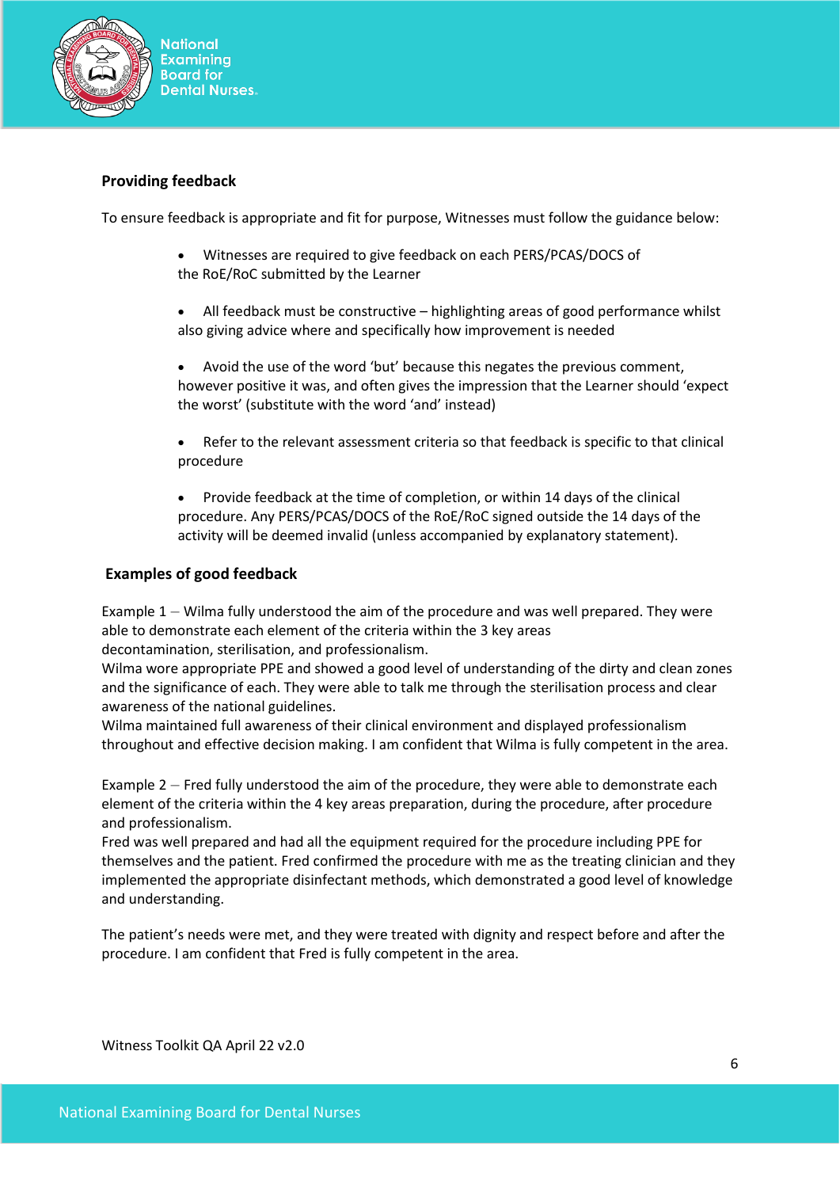## Providing feedback

To ensure feedback is appropriate and fit for purpose, Witnesses must follow the guidance below:

- Witnesses are required to give feedback on each PERS/PCAS/DOCS of the RoE/RoC submitted by the Learner
- All feedback must be constructive – highlighting areas of good performance whilst also giving advice where and specifically how improvement is needed
- Avoid the use of the word 'but' because this negates the previous comment, however positive it was, and often gives the impression that the Learner should 'expect the worst' (substitute with the word 'and' instead)
- Refer to the relevant assessment criteria so that feedback is specific to that clinical procedure
- Provide feedback at the time of completion, or within 14 days of the clinical procedure. Any PERS/PCAS/DOCS of the RoE/RoC signed outside the 14 days of the activity will be deemed invalid (unless accompanied by explanatory statement).

## Examples of good feedback

Example 1 – Wilma fully understood the aim of the procedure and was well prepared. They were able to demonstrate each element of the criteria within the 3 key areas decontamination, sterilisation, and professionalism.
Wilma wore appropriate PPE and showed a good level of understanding of the dirty and clean zones and the significance of each. They were able to talk me through the sterilisation process and clear awareness of the national guidelines.
Wilma maintained full awareness of their clinical environment and displayed professionalism throughout and effective decision making. I am confident that Wilma is fully competent in the area.

Example 2 – Fred fully understood the aim of the procedure, they were able to demonstrate each element of the criteria within the 4 key areas preparation, during the procedure, after procedure and professionalism.
Fred was well prepared and had all the equipment required for the procedure including PPE for themselves and the patient. Fred confirmed the procedure with me as the treating clinician and they implemented the appropriate disinfectant methods, which demonstrated a good level of knowledge and understanding.

The patient's needs were met, and they were treated with dignity and respect before and after the procedure. I am confident that Fred is fully competent in the area.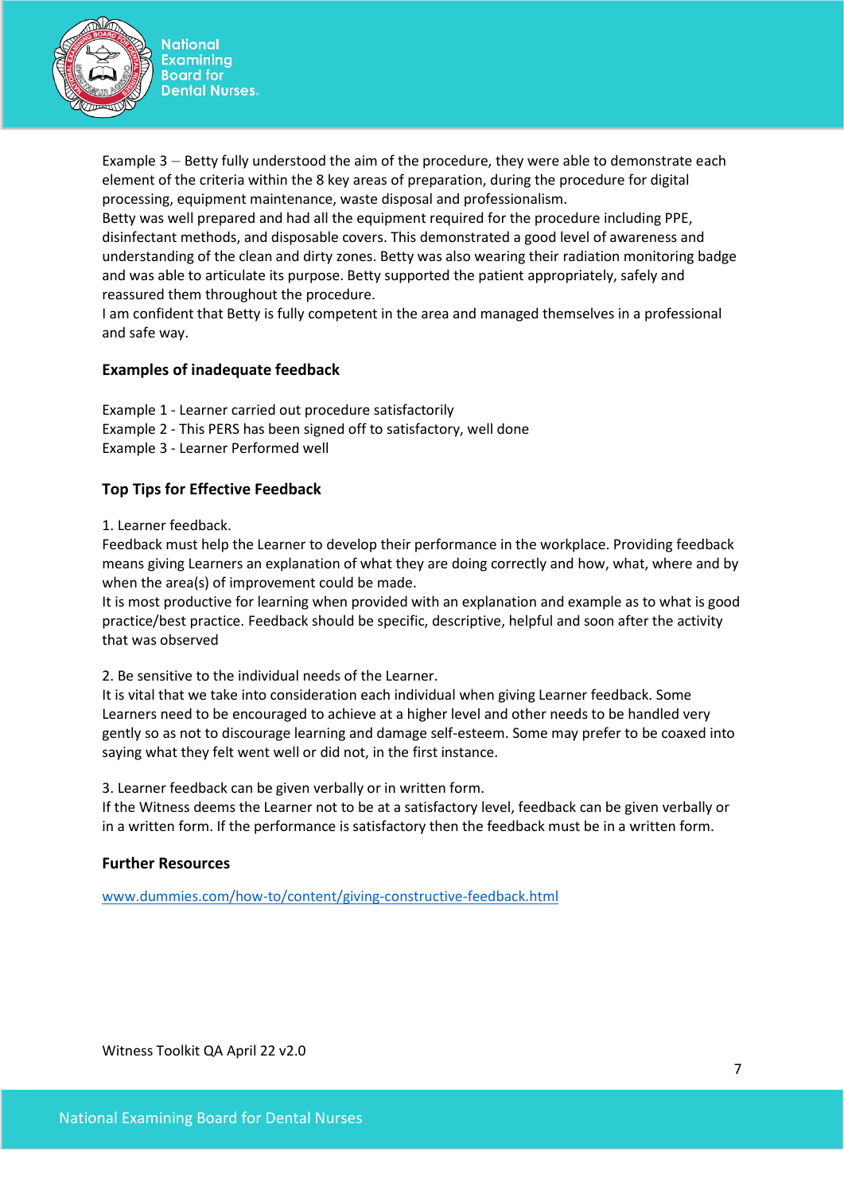Example 3 – Betty fully understood the aim of the procedure, they were able to demonstrate each element of the criteria within the 8 key areas of preparation, during the procedure for digital processing, equipment maintenance, waste disposal and professionalism.
Betty was well prepared and had all the equipment required for the procedure including PPE, disinfectant methods, and disposable covers. This demonstrated a good level of awareness and understanding of the clean and dirty zones. Betty was also wearing their radiation monitoring badge and was able to articulate its purpose. Betty supported the patient appropriately, safely and reassured them throughout the procedure.
I am confident that Betty is fully competent in the area and managed themselves in a professional and safe way.

### Examples of inadequate feedback

Example 1 - Learner carried out procedure satisfactorily
Example 2 - This PERS has been signed off to satisfactory, well done
Example 3 - Learner Performed well

### Top Tips for Effective Feedback

1. Learner feedback.
Feedback must help the Learner to develop their performance in the workplace. Providing feedback means giving Learners an explanation of what they are doing correctly and how, what, where and by when the area(s) of improvement could be made.
It is most productive for learning when provided with an explanation and example as to what is good practice/best practice. Feedback should be specific, descriptive, helpful and soon after the activity that was observed

2. Be sensitive to the individual needs of the Learner.
It is vital that we take into consideration each individual when giving Learner feedback. Some Learners need to be encouraged to achieve at a higher level and other needs to be handled very gently so as not to discourage learning and damage self-esteem. Some may prefer to be coaxed into saying what they felt went well or did not, in the first instance.

3. Learner feedback can be given verbally or in written form.
If the Witness deems the Learner not to be at a satisfactory level, feedback can be given verbally or in a written form. If the performance is satisfactory then the feedback must be in a written form.

### Further Resources

www.dummies.com/how-to/content/giving-constructive-feedback.html

Witness Toolkit QA April 22 v2.0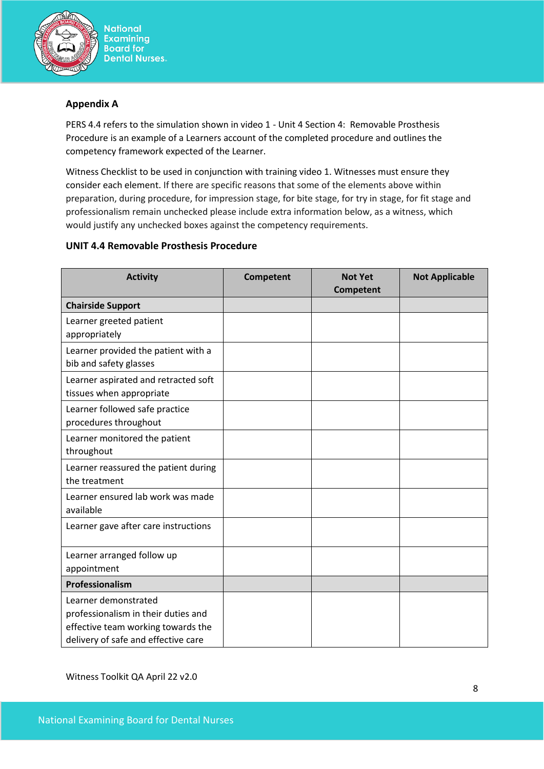**Appendix A**

PERS 4.4 refers to the simulation shown in video 1 - Unit 4 Section 4: Removable Prosthesis Procedure is an example of a Learners account of the completed procedure and outlines the competency framework expected of the Learner.

Witness Checklist to be used in conjunction with training video 1. Witnesses must ensure they consider each element. If there are specific reasons that some of the elements above within preparation, during procedure, for impression stage, for bite stage, for try in stage, for fit stage and professionalism remain unchecked please include extra information below, as a witness, which would justify any unchecked boxes against the competency requirements.

**UNIT 4.4 Removable Prosthesis Procedure**

| Activity | Competent | Not Yet Competent | Not Applicable |
|---|---|---|---|
| **Chairside Support** | | | |
| Learner greeted patient appropriately | | | |
| Learner provided the patient with a bib and safety glasses | | | |
| Learner aspirated and retracted soft tissues when appropriate | | | |
| Learner followed safe practice procedures throughout | | | |
| Learner monitored the patient throughout | | | |
| Learner reassured the patient during the treatment | | | |
| Learner ensured lab work was made available | | | |
| Learner gave after care instructions | | | |
| Learner arranged follow up appointment | | | |
| **Professionalism** | | | |
| Learner demonstrated professionalism in their duties and effective team working towards the delivery of safe and effective care | | | |

Witness Toolkit QA April 22 v2.0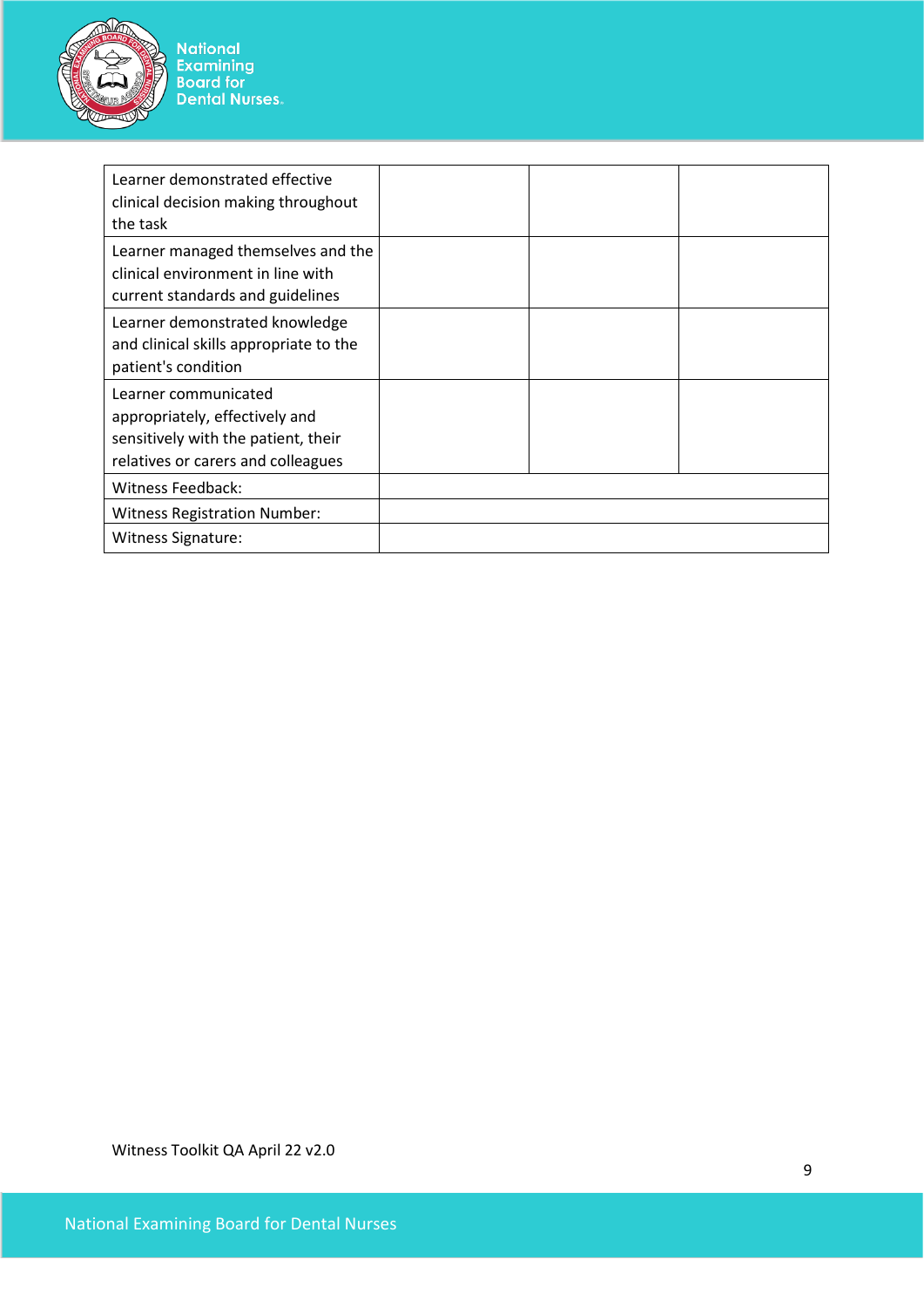| Learner demonstrated effective clinical decision making throughout the task | | | |
|---|---|---|---|
| Learner managed themselves and the clinical environment in line with current standards and guidelines | | | |
| Learner demonstrated knowledge and clinical skills appropriate to the patient's condition | | | |
| Learner communicated appropriately, effectively and sensitively with the patient, their relatives or carers and colleagues | | | |
| Witness Feedback: | | | |
| Witness Registration Number: | | | |
| Witness Signature: | | | |

Witness Toolkit QA April 22 v2.0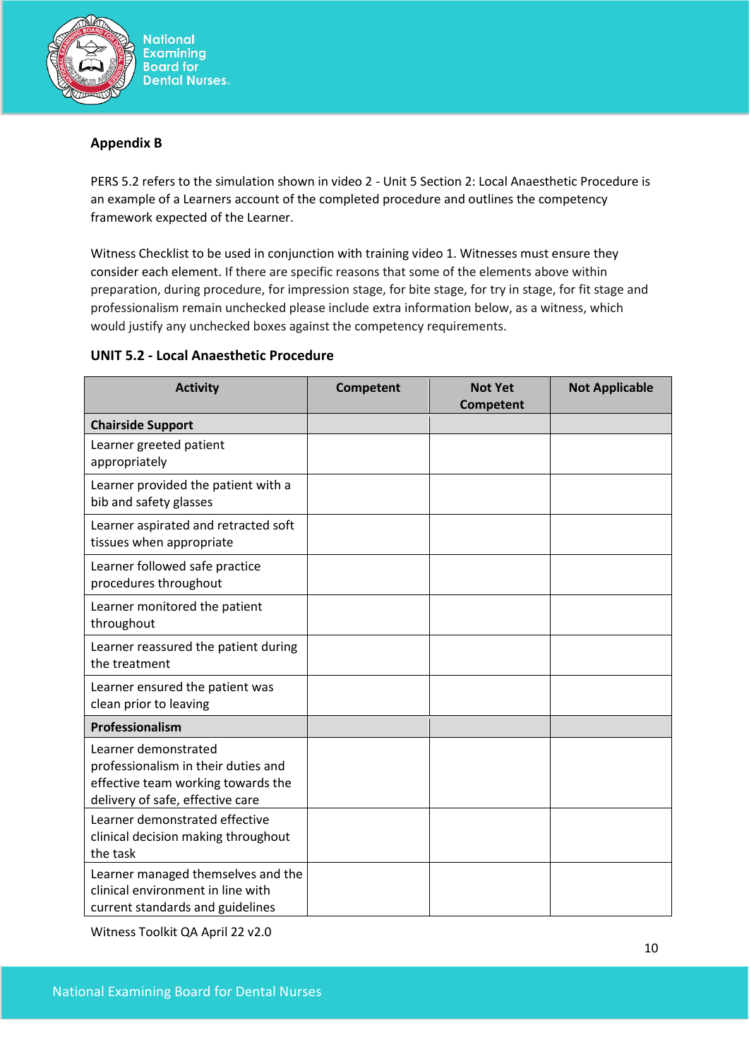**Appendix B**

PERS 5.2 refers to the simulation shown in video 2 - Unit 5 Section 2: Local Anaesthetic Procedure is an example of a Learners account of the completed procedure and outlines the competency framework expected of the Learner.

Witness Checklist to be used in conjunction with training video 1. Witnesses must ensure they consider each element. If there are specific reasons that some of the elements above within preparation, during procedure, for impression stage, for bite stage, for try in stage, for fit stage and professionalism remain unchecked please include extra information below, as a witness, which would justify any unchecked boxes against the competency requirements.

**UNIT 5.2 - Local Anaesthetic Procedure**

| Activity | Competent | Not Yet Competent | Not Applicable |
|---|---|---|---|
| **Chairside Support** | | | |
| Learner greeted patient appropriately | | | |
| Learner provided the patient with a bib and safety glasses | | | |
| Learner aspirated and retracted soft tissues when appropriate | | | |
| Learner followed safe practice procedures throughout | | | |
| Learner monitored the patient throughout | | | |
| Learner reassured the patient during the treatment | | | |
| Learner ensured the patient was clean prior to leaving | | | |
| **Professionalism** | | | |
| Learner demonstrated professionalism in their duties and effective team working towards the delivery of safe, effective care | | | |
| Learner demonstrated effective clinical decision making throughout the task | | | |
| Learner managed themselves and the clinical environment in line with current standards and guidelines | | | |

Witness Toolkit QA April 22 v2.0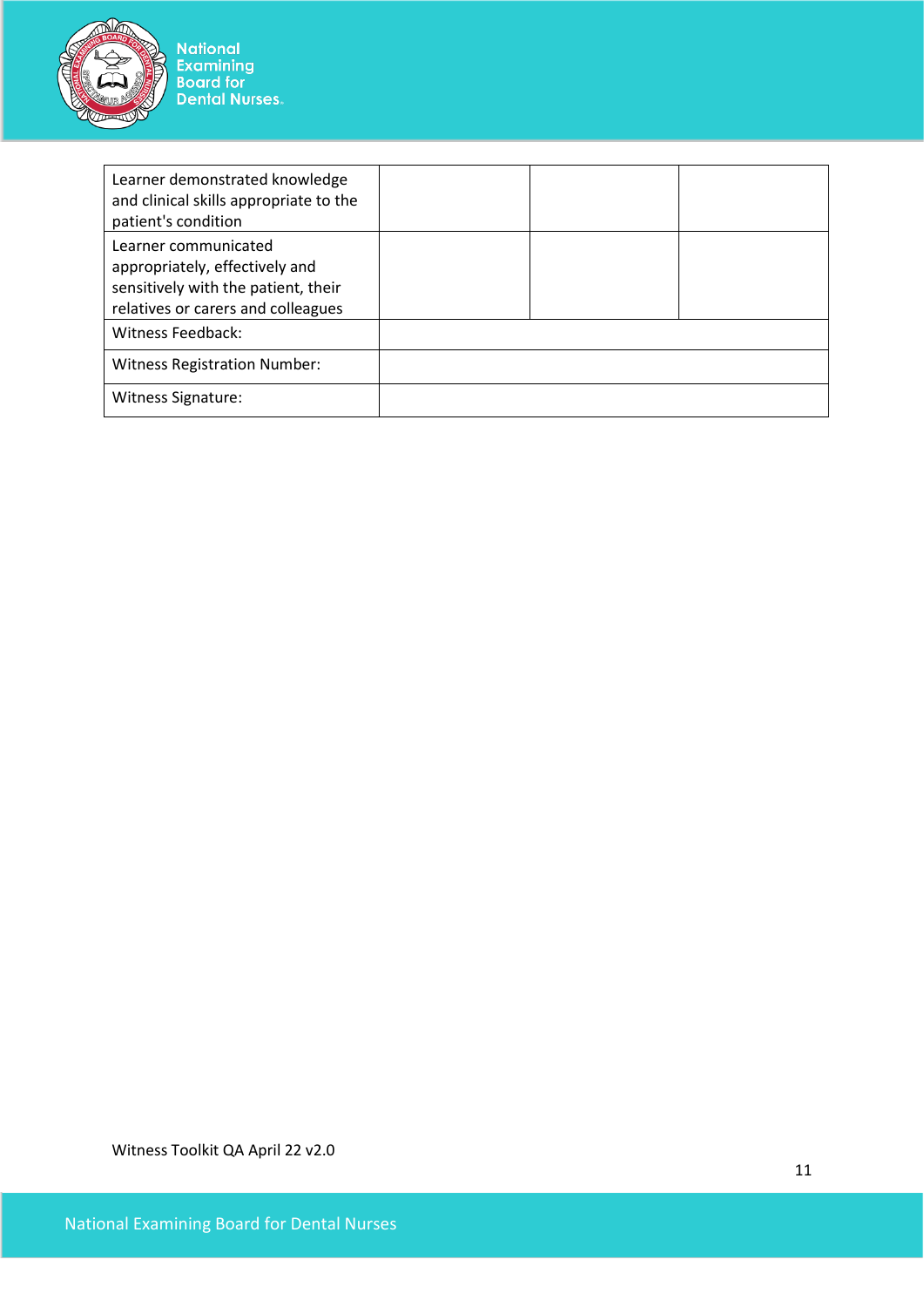| | | | |
|---|---|---|---|
| Learner demonstrated knowledge and clinical skills appropriate to the patient's condition | | | |
| Learner communicated appropriately, effectively and sensitively with the patient, their relatives or carers and colleagues | | | |
| Witness Feedback: | | | |
| Witness Registration Number: | | | |
| Witness Signature: | | | |

Witness Toolkit QA April 22 v2.0